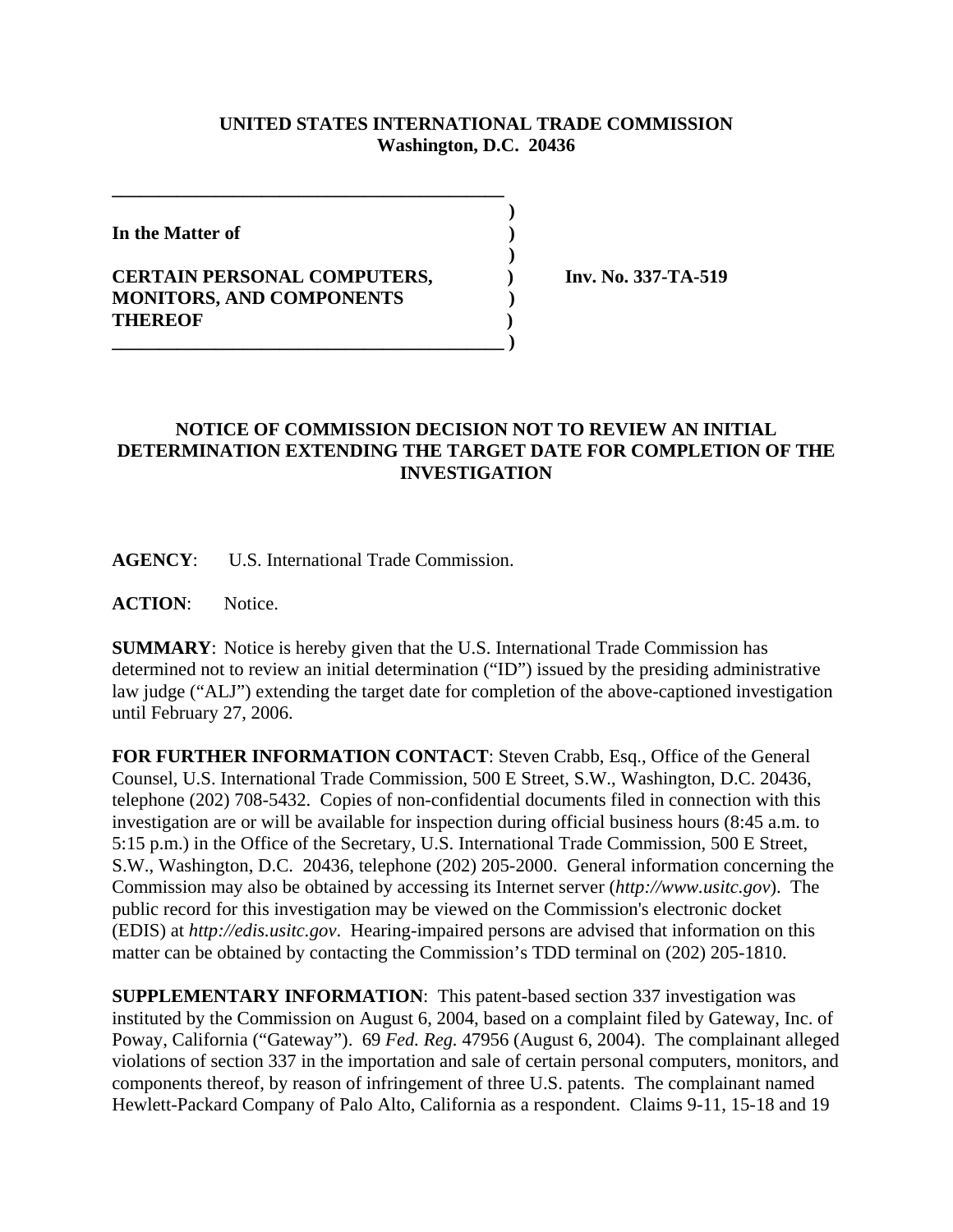**UNITED STATES INTERNATIONAL TRADE COMMISSION**
**Washington, D.C. 20436**

---

**In the Matter of**

**CERTAIN PERSONAL COMPUTERS, MONITORS, AND COMPONENTS THEREOF**

**Inv. No. 337-TA-519**

---

## NOTICE OF COMMISSION DECISION NOT TO REVIEW AN INITIAL DETERMINATION EXTENDING THE TARGET DATE FOR COMPLETION OF THE INVESTIGATION

**AGENCY**: U.S. International Trade Commission.

**ACTION**: Notice.

**SUMMARY**: Notice is hereby given that the U.S. International Trade Commission has determined not to review an initial determination ("ID") issued by the presiding administrative law judge ("ALJ") extending the target date for completion of the above-captioned investigation until February 27, 2006.

**FOR FURTHER INFORMATION CONTACT**: Steven Crabb, Esq., Office of the General Counsel, U.S. International Trade Commission, 500 E Street, S.W., Washington, D.C. 20436, telephone (202) 708-5432. Copies of non-confidential documents filed in connection with this investigation are or will be available for inspection during official business hours (8:45 a.m. to 5:15 p.m.) in the Office of the Secretary, U.S. International Trade Commission, 500 E Street, S.W., Washington, D.C. 20436, telephone (202) 205-2000. General information concerning the Commission may also be obtained by accessing its Internet server (*http://www.usitc.gov*). The public record for this investigation may be viewed on the Commission's electronic docket (EDIS) at *http://edis.usitc.gov*. Hearing-impaired persons are advised that information on this matter can be obtained by contacting the Commission's TDD terminal on (202) 205-1810.

**SUPPLEMENTARY INFORMATION**: This patent-based section 337 investigation was instituted by the Commission on August 6, 2004, based on a complaint filed by Gateway, Inc. of Poway, California ("Gateway"). 69 *Fed. Reg.* 47956 (August 6, 2004). The complainant alleged violations of section 337 in the importation and sale of certain personal computers, monitors, and components thereof, by reason of infringement of three U.S. patents. The complainant named Hewlett-Packard Company of Palo Alto, California as a respondent. Claims 9-11, 15-18 and 19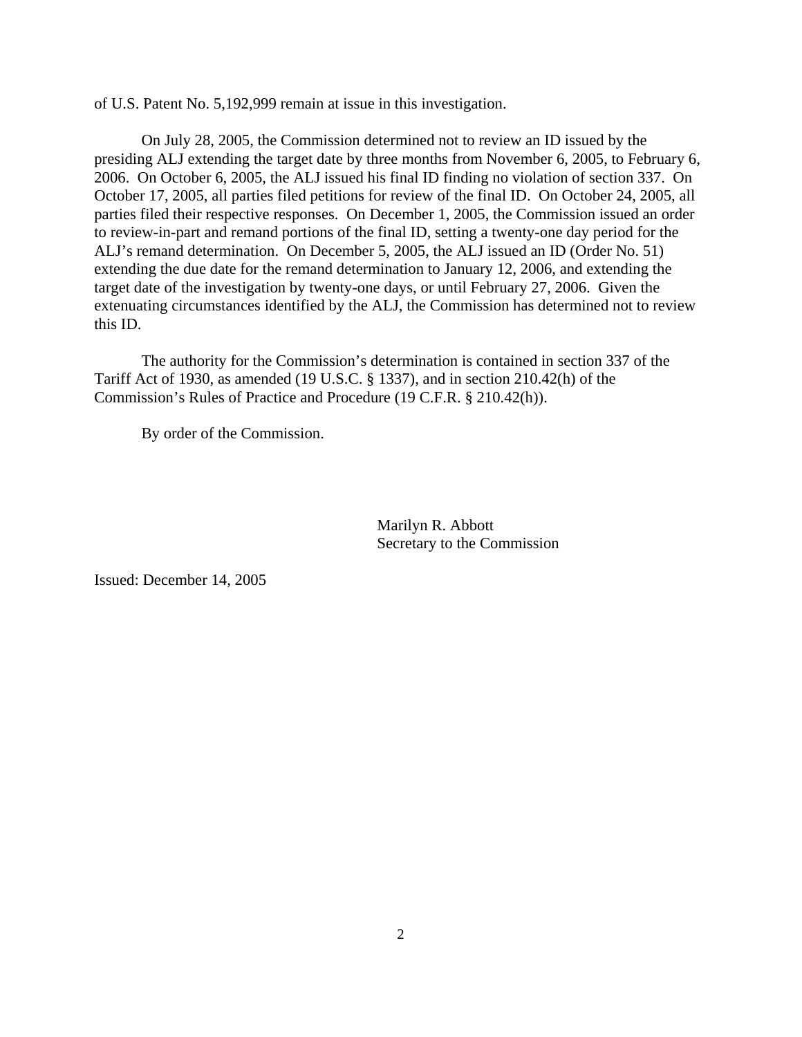of U.S. Patent No. 5,192,999 remain at issue in this investigation.

On July 28, 2005, the Commission determined not to review an ID issued by the presiding ALJ extending the target date by three months from November 6, 2005, to February 6, 2006. On October 6, 2005, the ALJ issued his final ID finding no violation of section 337. On October 17, 2005, all parties filed petitions for review of the final ID. On October 24, 2005, all parties filed their respective responses. On December 1, 2005, the Commission issued an order to review-in-part and remand portions of the final ID, setting a twenty-one day period for the ALJ's remand determination. On December 5, 2005, the ALJ issued an ID (Order No. 51) extending the due date for the remand determination to January 12, 2006, and extending the target date of the investigation by twenty-one days, or until February 27, 2006. Given the extenuating circumstances identified by the ALJ, the Commission has determined not to review this ID.

The authority for the Commission's determination is contained in section 337 of the Tariff Act of 1930, as amended (19 U.S.C. § 1337), and in section 210.42(h) of the Commission's Rules of Practice and Procedure (19 C.F.R. § 210.42(h)).

By order of the Commission.

Marilyn R. Abbott
Secretary to the Commission

Issued: December 14, 2005